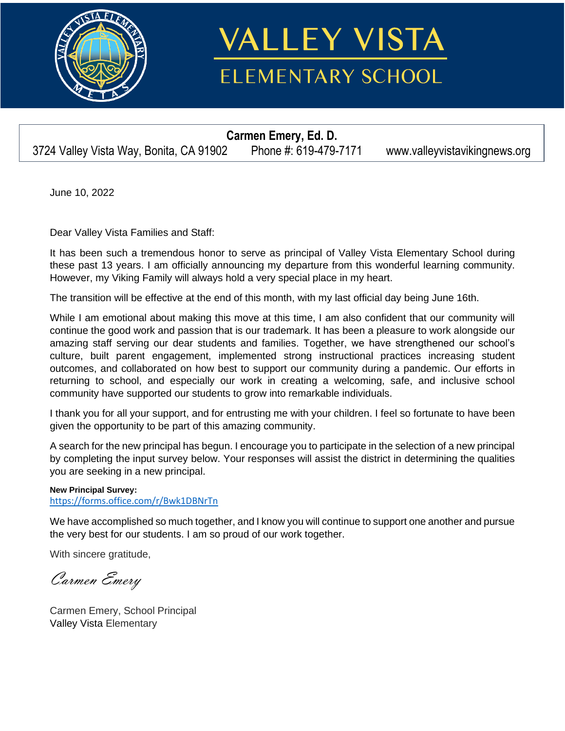# VALLEY VISTA

## ELEMENTARY SCHOOL

**Carmen Emery, Ed. D.**

3724 Valley Vista Way, Bonita, CA 91902 Phone #: 619-479-7171 www.valleyvistavikingnews.org

June 10, 2022

Dear Valley Vista Families and Staff:

It has been such a tremendous honor to serve as principal of Valley Vista Elementary School during these past 13 years. I am officially announcing my departure from this wonderful learning community. However, my Viking Family will always hold a very special place in my heart.

The transition will be effective at the end of this month, with my last official day being June 16th.

While I am emotional about making this move at this time, I am also confident that our community will continue the good work and passion that is our trademark. It has been a pleasure to work alongside our amazing staff serving our dear students and families. Together, we have strengthened our school's culture, built parent engagement, implemented strong instructional practices increasing student outcomes, and collaborated on how best to support our community during a pandemic. Our efforts in returning to school, and especially our work in creating a welcoming, safe, and inclusive school community have supported our students to grow into remarkable individuals.

I thank you for all your support, and for entrusting me with your children. I feel so fortunate to have been given the opportunity to be part of this amazing community.

A search for the new principal has begun. I encourage you to participate in the selection of a new principal by completing the input survey below. Your responses will assist the district in determining the qualities you are seeking in a new principal.

**New Principal Survey:**
https://forms.office.com/r/Bwk1DBNrTn

We have accomplished so much together, and I know you will continue to support one another and pursue the very best for our students. I am so proud of our work together.

With sincere gratitude,

*Carmen Emery*

Carmen Emery, School Principal
Valley Vista Elementary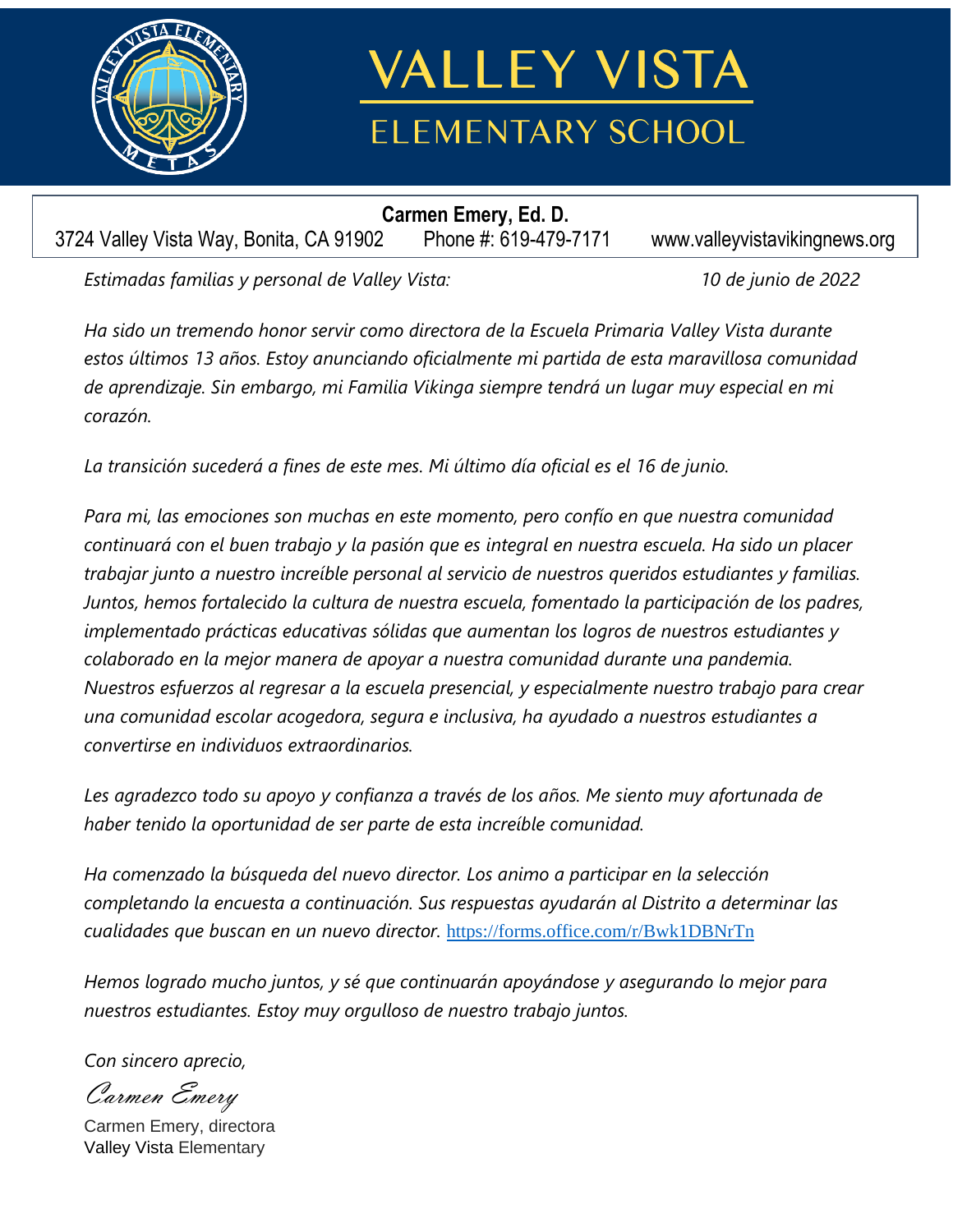# VALLEY VISTA
## ELEMENTARY SCHOOL

**Carmen Emery, Ed. D.**
3724 Valley Vista Way, Bonita, CA 91902 Phone #: 619-479-7171 www.valleyvistavikingnews.org

*Estimadas familias y personal de Valley Vista:* *10 de junio de 2022*

*Ha sido un tremendo honor servir como directora de la Escuela Primaria Valley Vista durante estos últimos 13 años. Estoy anunciando oficialmente mi partida de esta maravillosa comunidad de aprendizaje. Sin embargo, mi Familia Vikinga siempre tendrá un lugar muy especial en mi corazón.*

*La transición sucederá a fines de este mes. Mi último día oficial es el 16 de junio.*

*Para mi, las emociones son muchas en este momento, pero confío en que nuestra comunidad continuará con el buen trabajo y la pasión que es integral en nuestra escuela. Ha sido un placer trabajar junto a nuestro increíble personal al servicio de nuestros queridos estudiantes y familias. Juntos, hemos fortalecido la cultura de nuestra escuela, fomentado la participación de los padres, implementado prácticas educativas sólidas que aumentan los logros de nuestros estudiantes y colaborado en la mejor manera de apoyar a nuestra comunidad durante una pandemia. Nuestros esfuerzos al regresar a la escuela presencial, y especialmente nuestro trabajo para crear una comunidad escolar acogedora, segura e inclusiva, ha ayudado a nuestros estudiantes a convertirse en individuos extraordinarios.*

*Les agradezco todo su apoyo y confianza a través de los años. Me siento muy afortunada de haber tenido la oportunidad de ser parte de esta increíble comunidad.*

*Ha comenzado la búsqueda del nuevo director. Los animo a participar en la selección completando la encuesta a continuación. Sus respuestas ayudarán al Distrito a determinar las cualidades que buscan en un nuevo director.* https://forms.office.com/r/Bwk1DBNrTn

*Hemos logrado mucho juntos, y sé que continuarán apoyándose y asegurando lo mejor para nuestros estudiantes. Estoy muy orgulloso de nuestro trabajo juntos.*

*Con sincero aprecio,*

*Carmen Emery*

Carmen Emery, directora
Valley Vista Elementary